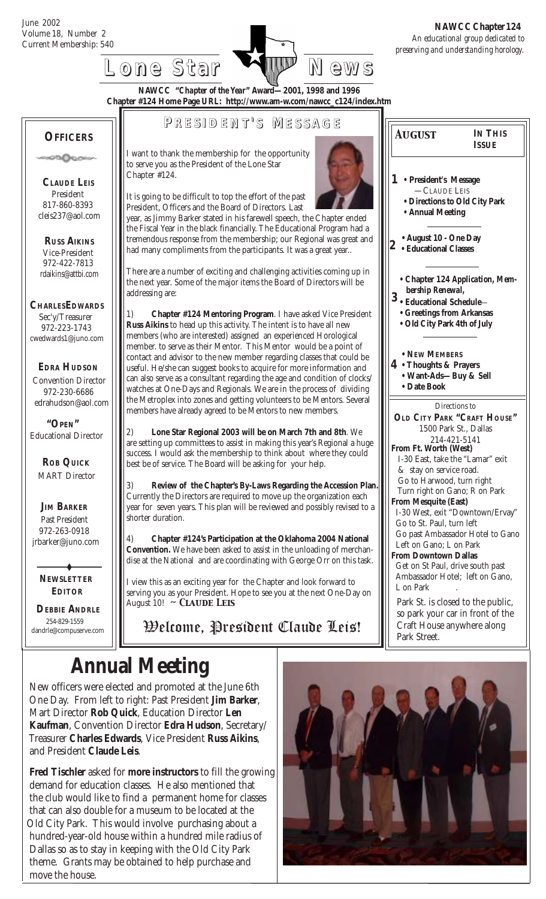June 2002
Volume 18, Number 2
Current Membership: 540

**NAWCC Chapter 124**
*An educational group dedicated to preserving and understanding horology.*

# Lone Star News

**NAWCC "Chapter of the Year" Award—2001, 1998 and 1996**
**Chapter #124 Home Page URL: http://www.am-w.com/nawcc_c124/index.htm**

## OFFICERS

**CLAUDE LEIS**
President
817-860-8393
cleis237@aol.com

**RUSS AIKINS**
Vice-President
972-422-7813
rdaikins@attbi.com

**CHARLES EDWARDS**
Sec'y/Treasurer
972-223-1743
cwedwards1@juno.com

**EDRA HUDSON**
Convention Director
972-230-6686
edrahudson@aol.com

**"OPEN"**
Educational Director

**ROB QUICK**
MART Director

**JIM BARKER**
Past President
972-263-0918
jrbarker@juno.com

**NEWSLETTER EDITOR**

**DEBBIE ANDRLE**
254-829-1559
dandrle@compuserve.com

## PRESIDENT'S MESSAGE

I want to thank the membership for the opportunity to serve you as the President of the Lone Star Chapter #124.

It is going to be difficult to top the effort of the past President, Officers and the Board of Directors. Last year, as Jimmy Barker stated in his farewell speech, the Chapter ended the Fiscal Year in the black financially. The Educational Program had a tremendous response from the membership; our Regional was great and had many compliments from the participants. It was a great year..

There are a number of exciting and challenging activities coming up in the next year. Some of the major items the Board of Directors will be addressing are:

1) **Chapter #124 Mentoring Program**. I have asked Vice President **Russ Aikins** to head up this activity. The intent is to have all new members (who are interested) assigned an experienced Horological member. to serve as their Mentor. This Mentor would be a point of contact and advisor to the new member regarding classes that could be useful. He/she can suggest books to acquire for more information and can also serve as a consultant regarding the age and condition of clocks/ watches at One-Days and Regionals. We are in the process of dividing the Metroplex into zones and getting volunteers to be Mentors. Several members have already agreed to be Mentors to new members.

2) **Lone Star Regional 2003 will be on March 7th and 8th**. We are setting up committees to assist in making this year's Regional a huge success. I would ask the membership to think about where they could best be of service. The Board will be asking for your help.

3) **Review of the Chapter's By-Laws Regarding the Accession Plan.** Currently the Directors are required to move up the organization each year for seven years. This plan will be reviewed and possibly revised to a shorter duration.

4) **Chapter #124's Participation at the Oklahoma 2004 National Convention.** We have been asked to assist in the unloading of merchandise at the National and are coordinating with George Orr on this task.

I view this as an exciting year for the Chapter and look forward to serving you as your President. Hope to see you at the next One-Day on August 10! ~ **CLAUDE LEIS**

*Welcome, President Claude Leis!*

## AUGUST — IN THIS ISSUE

**1**
- **President's Message** —CLAUDE LEIS
- **Directions to Old City Park**
- **Annual Meeting**

**2**
- **August 10 - One Day**
- **Educational Classes**

**3**
- **Chapter 124 Application, Membership Renewal,**
- **Educational Schedule**—
- **Greetings from Arkansas**
- **Old City Park 4th of July**

**4**
- **NEW MEMBERS**
- **Thoughts & Prayers**
- **Want-Ads—Buy & Sell**
- **Date Book**

*Directions to*
**OLD CITY PARK "CRAFT HOUSE"**
1500 Park St., Dallas
214-421-5141

**From Ft. Worth (West)**
I-30 East, take the "Lamar" exit & stay on service road.
Go to Harwood, turn right
Turn right on Gano; R on Park

**From Mesquite (East)**
I-30 West, exit "Downtown/Ervay"
Go to St. Paul, turn left
Go past Ambassador Hotel to Gano
Left on Gano; L on Park

**From Downtown Dallas**
Get on St Paul, drive south past Ambassador Hotel; left on Gano, L on Park

Park St. is closed to the public, so park your car in front of the Craft House anywhere along Park Street.

# Annual Meeting

New officers were elected and promoted at the June 6th One Day. From left to right: Past President **Jim Barker**, Mart Director **Rob Quick**, Education Director **Len Kaufman**, Convention Director **Edra Hudson**, Secretary/ Treasurer **Charles Edwards**, Vice President **Russ Aikins**, and President **Claude Leis**.

**Fred Tischler** asked for **more instructors** to fill the growing demand for education classes. He also mentioned that the club would like to find a permanent home for classes that can also double for a museum to be located at the Old City Park. This would involve purchasing about a hundred-year-old house within a hundred mile radius of Dallas so as to stay in keeping with the Old City Park theme. Grants may be obtained to help purchase and move the house.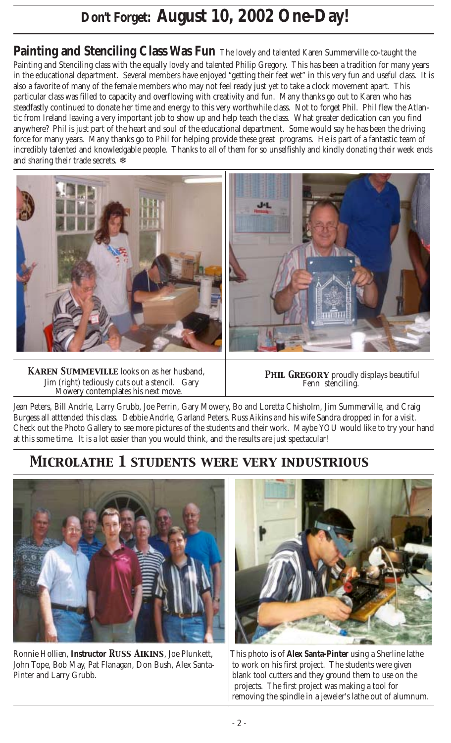# Don't Forget: August 10, 2002 One-Day!

**Painting and Stenciling Class Was Fun** The lovely and talented Karen Summerville co-taught the Painting and Stenciling class with the equally lovely and talented Philip Gregory. This has been a tradition for many years in the educational department. Several members have enjoyed "getting their feet wet" in this very fun and useful class. It is also a favorite of many of the female members who may not feel ready just yet to take a clock movement apart. This particular class was filled to capacity and overflowing with creativity and fun. Many thanks go out to Karen who has steadfastly continued to donate her time and energy to this very worthwhile class. Not to forget Phil. Phil flew the Atlantic from Ireland leaving a very important job to show up and help teach the class. What greater dedication can you find anywhere? Phil is just part of the heart and soul of the educational department. Some would say he has been the driving force for many years. Many thanks go to Phil for helping provide these great programs. He is part of a fantastic team of incredibly talented and knowledgable people. Thanks to all of them for so unselfishly and kindly donating their week ends and sharing their trade secrets. ❄

**KAREN SUMMEVILLE** looks on as her husband, Jim (right) tediously cuts out a stencil. Gary Mowery contemplates his next move.

**PHIL GREGORY** proudly displays beautiful Fenn stenciling.

Jean Peters, Bill Andrle, Larry Grubb, Joe Perrin, Gary Mowery, Bo and Loretta Chisholm, Jim Summerville, and Craig Burgess all atttended this class. Debbie Andrle, Garland Peters, Russ Aikins and his wife Sandra dropped in for a visit. Check out the Photo Gallery to see more pictures of the students and their work. Maybe YOU would like to try your hand at this some time. It is a lot easier than you would think, and the results are just spectacular!

## *MICROLATHE 1 STUDENTS WERE VERY INDUSTRIOUS*

Ronnie Hollien, **Instructor RUSS AIKINS**, Joe Plunkett, John Tope, Bob May, Pat Flanagan, Don Bush, Alex Santa-Pinter and Larry Grubb.

This photo is of **Alex Santa-Pinter** using a Sherline lathe to work on his first project. The students were given blank tool cutters and they ground them to use on the projects. The first project was making a tool for removing the spindle in a jeweler's lathe out of alumnum.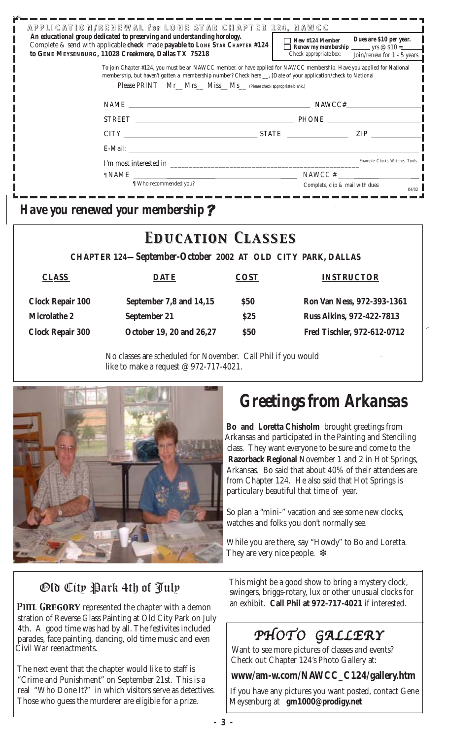## APPLICATION/RENEWAL for LONE STAR CHAPTER 124, NAWCC

**An educational group dedicated to preserving and understanding horology.**
Complete & send with applicable **check** made **payable to LONE STAR CHAPTER #124 to GENE MEYSENBURG, 11028 Creekmere, Dallas TX 75218**

☐ **New #124 Member**
☐ **Renew my membership** ______ yrs @ $10 =______
Check appropriate box:

**Dues are $10 per year.**
Join/renew for 1 - 5 years

To join Chapter #124, you must be an NAWCC member, or have applied for NAWCC membership. Have you applied for National membership, but haven't gotten a membership number? Check here __, [Date of your application/check to National

Please PRINT Mr__ Mrs__ Miss__ Ms__ (Please check appropriate blank.)

NAME ______________________________ NAWCC# ______________

STREET ______________________________ PHONE ______________

CITY ____________________ STATE __________ ZIP __________

E-Mail: ______________________________

I'm most interested in ______________________________ Example: Clocks. Watches. Tools

¶ NAME ______________________________ NAWCC # ______________
¶ Who recommended you?

Complete, clip & mail with dues

04/02

***Have you renewed your membership?***

# EDUCATION CLASSES

**CHAPTER 124—September-October 2002 AT OLD CITY PARK, DALLAS**

| CLASS | DATE | COST | INSTRUCTOR |
|---|---|---|---|
| Clock Repair 100 | September 7,8 and 14,15 | $50 | Ron Van Ness, 972-393-1361 |
| Microlathe 2 | September 21 | $25 | Russ Aikins, 972-422-7813 |
| Clock Repair 300 | October 19, 20 and 26,27 | $50 | Fred Tischler, 972-612-0712 |

No classes are scheduled for November. Call Phil if you would like to make a request @ 972-717-4021.

# Greetings from Arkansas

**Bo and Loretta Chisholm** brought greetings from Arkansas and participated in the Painting and Stenciling class. They want everyone to be sure and come to the **Razorback Regional** November 1 and 2 in Hot Springs, Arkansas. Bo said that about 40% of their attendees are from Chapter 124. He also said that Hot Springs is particulary beautiful that time of year.

So plan a "mini-" vacation and see some new clocks, watches and folks you don't normally see.

While you are there, say "Howdy" to Bo and Loretta. They are very nice people. ❇

## Old City Park 4th of July

**PHIL GREGORY** represented the chapter with a demonstration of Reverse Glass Painting at Old City Park on July 4th. A good time was had by all. The festivites included parades, face painting, dancing, old time music and even Civil War reenactments.

The next event that the chapter would like to staff is "Crime and Punishment" on September 21st. This is a real "Who Done It?" in which visitors serve as detectives. Those who guess the murderer are eligible for a prize.

This might be a good show to bring a mystery clock, swingers, briggs-rotary, lux or other unusual clocks for an exhibit. **Call Phil at 972-717-4021** if interested.

## PHOTO GALLERY

Want to see more pictures of classes and events? Check out Chapter 124's Photo Gallery at:

**www/am-w.com/NAWCC_C124/gallery.htm**

If you have any pictures you want posted, contact Gene Meysenburg at **gm1000@prodigy.net**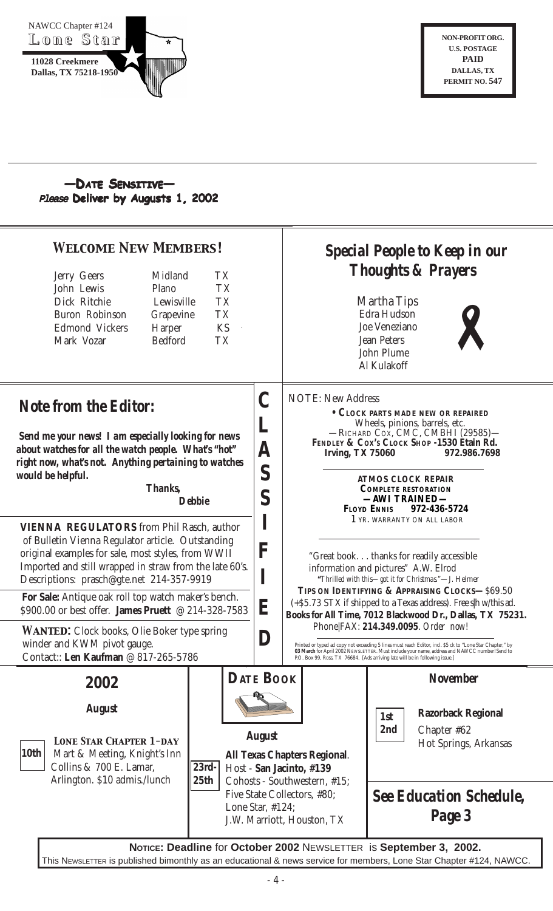NAWCC Chapter #124
**Lone Star**
**11028 Creekmere**
**Dallas, TX 75218-1950**

NON-PROFIT ORG.
U.S. POSTAGE
PAID
DALLAS, TX
PERMIT NO. 547

**—DATE SENSITIVE—**
***Please* Deliver by Augusts 1, 2002**

## WELCOME NEW MEMBERS!

| | | |
|---|---|---|
| Jerry Geers | Midland | TX |
| John Lewis | Plano | TX |
| Dick Ritchie | Lewisville | TX |
| Buron Robinson | Grapevine | TX |
| Edmond Vickers | Harper | KS |
| Mark Vozar | Bedford | TX |

## *Special People to Keep in our Thoughts & Prayers*

Martha Tips
Edra Hudson
Joe Veneziano
Jean Peters
John Plume
Al Kulakoff

## *Note from the Editor:*

***Send me your news! I am especially looking for news about watches for all the watch people. What's "hot" right now, what's not. Anything pertaining to watches would be helpful.***

***Thanks,***
***Debbie***

## CLASSIFIED

**VIENNA REGULATORS** from Phil Rasch, author of Bulletin Vienna Regulator article. Outstanding original examples for sale, most styles, from WWII Imported and still wrapped in straw from the late 60's. Descriptions: prasch@gte.net 214-357-9919

**For Sale:** Antique oak roll top watch maker's bench. $900.00 or best offer. **James Pruett** @ 214-328-7583

**WANTED:** Clock books, Olie Boker type spring winder and KWM pivot gauge.
Contact:: **Len Kaufman** @ 817-265-5786

NOTE: New Address

**• CLOCK PARTS MADE NEW OR REPAIRED**
Wheels, pinions, barrels, etc.
—RICHARD COX, CMC, CMBHI (29585)—
**FENDLEY & COX'S CLOCK SHOP -1530 Etain Rd. Irving, TX 75060 972.986.7698**

**ATMOS CLOCK REPAIR**
**COMPLETE RESTORATION**
**—AWI TRAINED—**
**FLOYD ENNIS 972-436-5724**
1 YR. WARRANTY ON ALL LABOR

"Great book. . . thanks for readily accessible information and pictures" A.W. Elrod
*"Thrilled with this—got it for Christmas."—J. Helmer*
**TIPS ON IDENTIFYING & APPRAISING CLOCKS—** $69.50 (+$5.73 STX if shipped to a Texas address). Free s|h w/this ad.
**Books for All Time, 7012 Blackwood Dr., Dallas, TX 75231.**
Phone|FAX: **214.349.0095**. *Order now!*

Printed or typed ad copy not exceeding 5 lines must reach Editor, incl. $5 ck to "Lone Star Chapter," by **03 March** for April 2002 NEWSLETTER. Must include your name, address and NAWCC number! Send to P.O. Box 99, Ross, TX 76684. [Ads arriving late will be in following issue.]

## DATE BOOK

### 2002

**August**

**10th** — **LONE STAR CHAPTER 1-DAY** Mart & Meeting, Knight's Inn Collins & 700 E. Lamar, Arlington. $10 admis./lunch

**August**

**23rd-25th** — **All Texas Chapters Regional**. Host - **San Jacinto, #139** Cohosts - Southwestern, #15; Five State Collectors, #80; Lone Star, #124; J.W. Marriott, Houston, TX

**November**

**1st 2nd** — **Razorback Regional** Chapter #62 Hot Springs, Arkansas

### *See Education Schedule, Page 3*

**NOTICE: Deadline** for **October 2002** NEWSLETTER is **September 3, 2002.**
This NEWSLETTER is published bimonthly as an educational & news service for members, Lone Star Chapter #124, NAWCC.